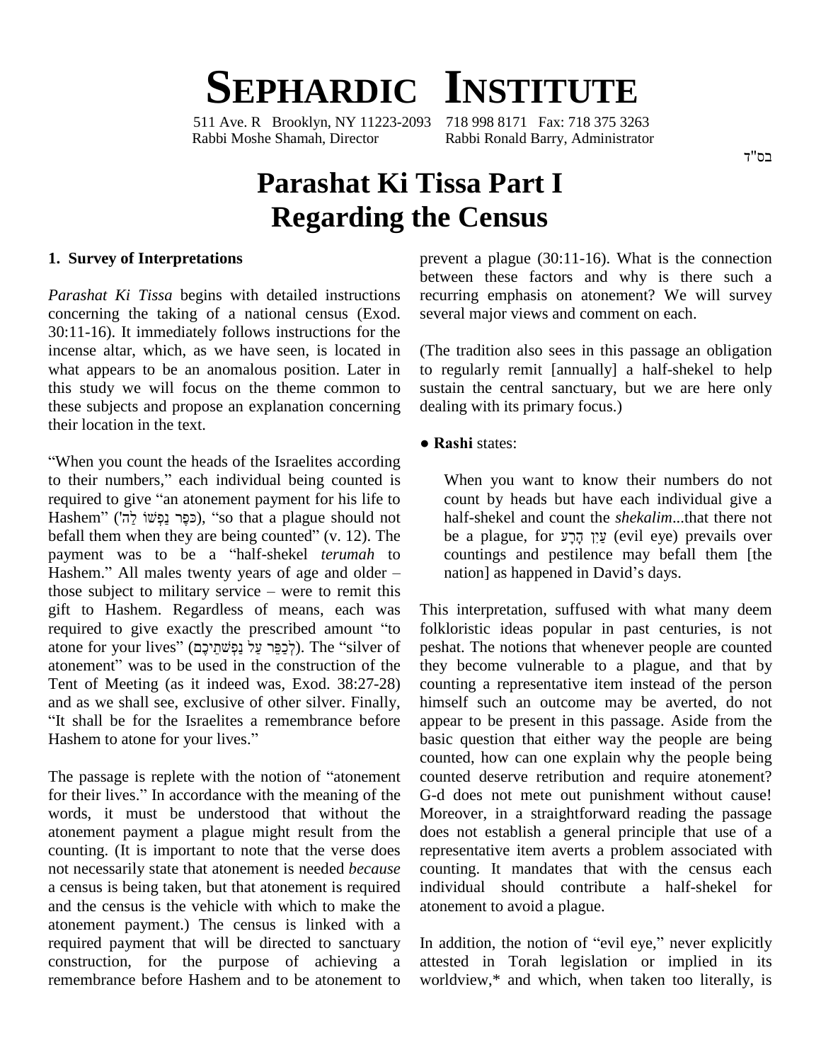# SEPHARDIC INSTITUTE

511 Ave. R Brooklyn, NY 11223-2093 718 998 8171 Fax: 718 375 3263
Rabbi Moshe Shamah, Director Rabbi Ronald Barry, Administrator

בס"ד

# Parashat Ki Tissa Part I
# Regarding the Census

## 1. Survey of Interpretations

*Parashat Ki Tissa* begins with detailed instructions concerning the taking of a national census (Exod. 30:11-16). It immediately follows instructions for the incense altar, which, as we have seen, is located in what appears to be an anomalous position. Later in this study we will focus on the theme common to these subjects and propose an explanation concerning their location in the text.

"When you count the heads of the Israelites according to their numbers," each individual being counted is required to give "an atonement payment for his life to Hashem" (כֹּפֶר נַפְשׁוֹ לַה'), "so that a plague should not befall them when they are being counted" (v. 12). The payment was to be a "half-shekel *terumah* to Hashem." All males twenty years of age and older – those subject to military service – were to remit this gift to Hashem. Regardless of means, each was required to give exactly the prescribed amount "to atone for your lives" (לְכַפֵּר עַל נַפְשֹׁתֵיכֶם). The "silver of atonement" was to be used in the construction of the Tent of Meeting (as it indeed was, Exod. 38:27-28) and as we shall see, exclusive of other silver. Finally, "It shall be for the Israelites a remembrance before Hashem to atone for your lives."

The passage is replete with the notion of "atonement for their lives." In accordance with the meaning of the words, it must be understood that without the atonement payment a plague might result from the counting. (It is important to note that the verse does not necessarily state that atonement is needed *because* a census is being taken, but that atonement is required and the census is the vehicle with which to make the atonement payment.) The census is linked with a required payment that will be directed to sanctuary construction, for the purpose of achieving a remembrance before Hashem and to be atonement to prevent a plague (30:11-16). What is the connection between these factors and why is there such a recurring emphasis on atonement? We will survey several major views and comment on each.

(The tradition also sees in this passage an obligation to regularly remit [annually] a half-shekel to help sustain the central sanctuary, but we are here only dealing with its primary focus.)

● **Rashi** states:

> When you want to know their numbers do not count by heads but have each individual give a half-shekel and count the *shekalim*...that there not be a plague, for עַיִן הָרָע (evil eye) prevails over countings and pestilence may befall them [the nation] as happened in David's days.

This interpretation, suffused with what many deem folkloristic ideas popular in past centuries, is not peshat. The notions that whenever people are counted they become vulnerable to a plague, and that by counting a representative item instead of the person himself such an outcome may be averted, do not appear to be present in this passage. Aside from the basic question that either way the people are being counted, how can one explain why the people being counted deserve retribution and require atonement? G-d does not mete out punishment without cause! Moreover, in a straightforward reading the passage does not establish a general principle that use of a representative item averts a problem associated with counting. It mandates that with the census each individual should contribute a half-shekel for atonement to avoid a plague.

In addition, the notion of "evil eye," never explicitly attested in Torah legislation or implied in its worldview,* and which, when taken too literally, is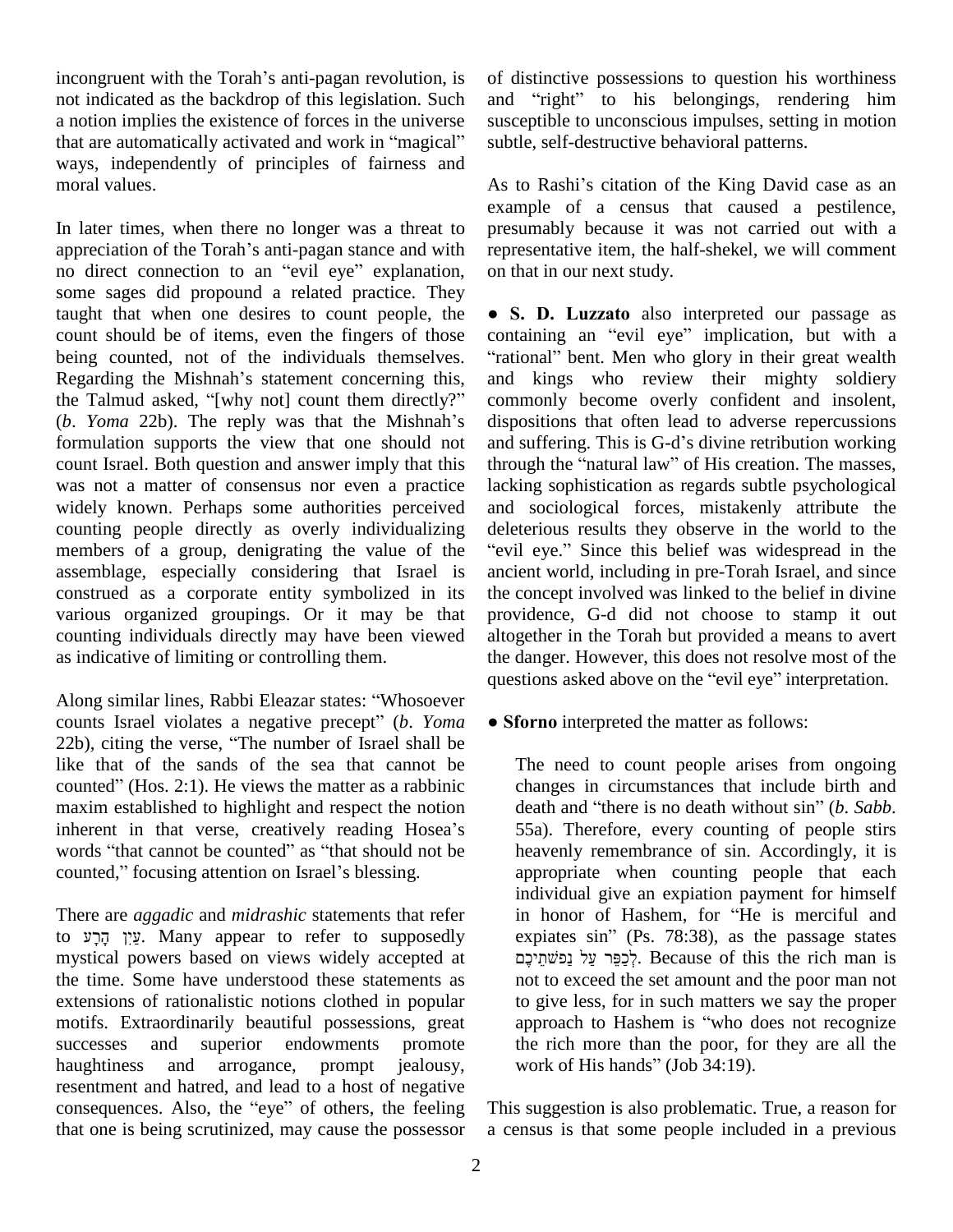incongruent with the Torah's anti-pagan revolution, is not indicated as the backdrop of this legislation. Such a notion implies the existence of forces in the universe that are automatically activated and work in "magical" ways, independently of principles of fairness and moral values.

In later times, when there no longer was a threat to appreciation of the Torah's anti-pagan stance and with no direct connection to an "evil eye" explanation, some sages did propound a related practice. They taught that when one desires to count people, the count should be of items, even the fingers of those being counted, not of the individuals themselves. Regarding the Mishnah's statement concerning this, the Talmud asked, "[why not] count them directly?" (*b*. *Yoma* 22b). The reply was that the Mishnah's formulation supports the view that one should not count Israel. Both question and answer imply that this was not a matter of consensus nor even a practice widely known. Perhaps some authorities perceived counting people directly as overly individualizing members of a group, denigrating the value of the assemblage, especially considering that Israel is construed as a corporate entity symbolized in its various organized groupings. Or it may be that counting individuals directly may have been viewed as indicative of limiting or controlling them.

Along similar lines, Rabbi Eleazar states: "Whosoever counts Israel violates a negative precept" (*b*. *Yoma* 22b), citing the verse, "The number of Israel shall be like that of the sands of the sea that cannot be counted" (Hos. 2:1). He views the matter as a rabbinic maxim established to highlight and respect the notion inherent in that verse, creatively reading Hosea's words "that cannot be counted" as "that should not be counted," focusing attention on Israel's blessing.

There are *aggadic* and *midrashic* statements that refer to עַיִן הָרָע. Many appear to refer to supposedly mystical powers based on views widely accepted at the time. Some have understood these statements as extensions of rationalistic notions clothed in popular motifs. Extraordinarily beautiful possessions, great successes and superior endowments promote haughtiness and arrogance, prompt jealousy, resentment and hatred, and lead to a host of negative consequences. Also, the "eye" of others, the feeling that one is being scrutinized, may cause the possessor of distinctive possessions to question his worthiness and "right" to his belongings, rendering him susceptible to unconscious impulses, setting in motion subtle, self-destructive behavioral patterns.

As to Rashi's citation of the King David case as an example of a census that caused a pestilence, presumably because it was not carried out with a representative item, the half-shekel, we will comment on that in our next study.

- **S. D. Luzzato** also interpreted our passage as containing an "evil eye" implication, but with a "rational" bent. Men who glory in their great wealth and kings who review their mighty soldiery commonly become overly confident and insolent, dispositions that often lead to adverse repercussions and suffering. This is G-d's divine retribution working through the "natural law" of His creation. The masses, lacking sophistication as regards subtle psychological and sociological forces, mistakenly attribute the deleterious results they observe in the world to the "evil eye." Since this belief was widespread in the ancient world, including in pre-Torah Israel, and since the concept involved was linked to the belief in divine providence, G-d did not choose to stamp it out altogether in the Torah but provided a means to avert the danger. However, this does not resolve most of the questions asked above on the "evil eye" interpretation.

- **Sforno** interpreted the matter as follows:

> The need to count people arises from ongoing changes in circumstances that include birth and death and "there is no death without sin" (*b*. *Sabb*. 55a). Therefore, every counting of people stirs heavenly remembrance of sin. Accordingly, it is appropriate when counting people that each individual give an expiation payment for himself in honor of Hashem, for "He is merciful and expiates sin" (Ps. 78:38), as the passage states לְכַפֵּר עַל נַפְשֹׁתֵיכֶם. Because of this the rich man is not to exceed the set amount and the poor man not to give less, for in such matters we say the proper approach to Hashem is "who does not recognize the rich more than the poor, for they are all the work of His hands" (Job 34:19).

This suggestion is also problematic. True, a reason for a census is that some people included in a previous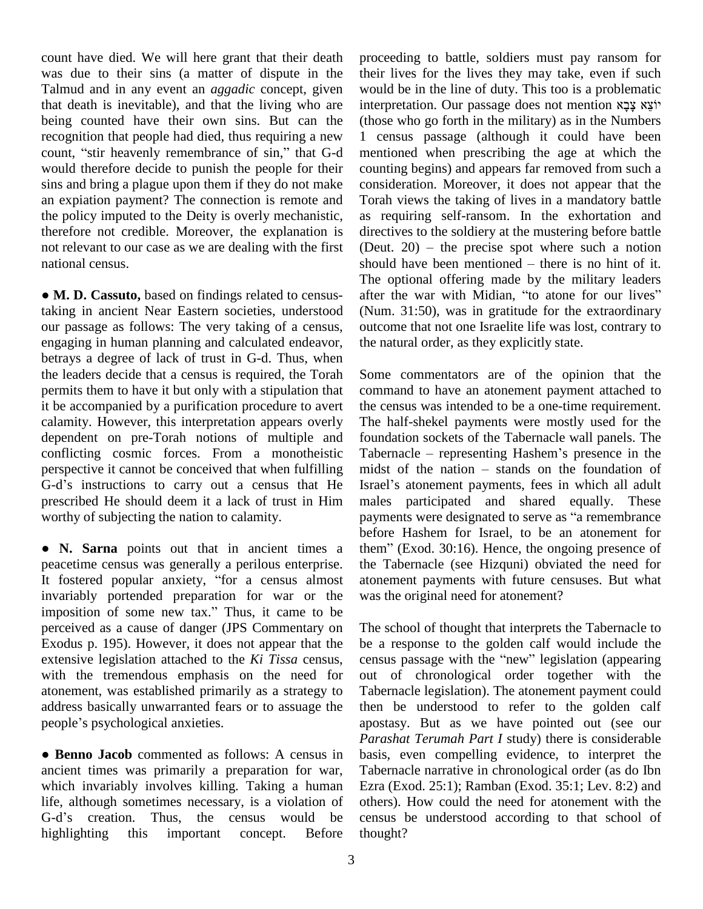count have died. We will here grant that their death was due to their sins (a matter of dispute in the Talmud and in any event an *aggadic* concept, given that death is inevitable), and that the living who are being counted have their own sins. But can the recognition that people had died, thus requiring a new count, "stir heavenly remembrance of sin," that G-d would therefore decide to punish the people for their sins and bring a plague upon them if they do not make an expiation payment? The connection is remote and the policy imputed to the Deity is overly mechanistic, therefore not credible. Moreover, the explanation is not relevant to our case as we are dealing with the first national census.

● **M. D. Cassuto,** based on findings related to census-taking in ancient Near Eastern societies, understood our passage as follows: The very taking of a census, engaging in human planning and calculated endeavor, betrays a degree of lack of trust in G-d. Thus, when the leaders decide that a census is required, the Torah permits them to have it but only with a stipulation that it be accompanied by a purification procedure to avert calamity. However, this interpretation appears overly dependent on pre-Torah notions of multiple and conflicting cosmic forces. From a monotheistic perspective it cannot be conceived that when fulfilling G-d's instructions to carry out a census that He prescribed He should deem it a lack of trust in Him worthy of subjecting the nation to calamity.

● **N. Sarna** points out that in ancient times a peacetime census was generally a perilous enterprise. It fostered popular anxiety, "for a census almost invariably portended preparation for war or the imposition of some new tax." Thus, it came to be perceived as a cause of danger (JPS Commentary on Exodus p. 195). However, it does not appear that the extensive legislation attached to the *Ki Tissa* census, with the tremendous emphasis on the need for atonement, was established primarily as a strategy to address basically unwarranted fears or to assuage the people's psychological anxieties.

● **Benno Jacob** commented as follows: A census in ancient times was primarily a preparation for war, which invariably involves killing. Taking a human life, although sometimes necessary, is a violation of G-d's creation. Thus, the census would be highlighting this important concept. Before proceeding to battle, soldiers must pay ransom for their lives for the lives they may take, even if such would be in the line of duty. This too is a problematic interpretation. Our passage does not mention יֹצֵא צָבָא (those who go forth in the military) as in the Numbers 1 census passage (although it could have been mentioned when prescribing the age at which the counting begins) and appears far removed from such a consideration. Moreover, it does not appear that the Torah views the taking of lives in a mandatory battle as requiring self-ransom. In the exhortation and directives to the soldiery at the mustering before battle (Deut. 20) – the precise spot where such a notion should have been mentioned – there is no hint of it. The optional offering made by the military leaders after the war with Midian, "to atone for our lives" (Num. 31:50), was in gratitude for the extraordinary outcome that not one Israelite life was lost, contrary to the natural order, as they explicitly state.

Some commentators are of the opinion that the command to have an atonement payment attached to the census was intended to be a one-time requirement. The half-shekel payments were mostly used for the foundation sockets of the Tabernacle wall panels. The Tabernacle – representing Hashem's presence in the midst of the nation – stands on the foundation of Israel's atonement payments, fees in which all adult males participated and shared equally. These payments were designated to serve as "a remembrance before Hashem for Israel, to be an atonement for them" (Exod. 30:16). Hence, the ongoing presence of the Tabernacle (see Hizquni) obviated the need for atonement payments with future censuses. But what was the original need for atonement?

The school of thought that interprets the Tabernacle to be a response to the golden calf would include the census passage with the "new" legislation (appearing out of chronological order together with the Tabernacle legislation). The atonement payment could then be understood to refer to the golden calf apostasy. But as we have pointed out (see our *Parashat Terumah Part I* study) there is considerable basis, even compelling evidence, to interpret the Tabernacle narrative in chronological order (as do Ibn Ezra (Exod. 25:1); Ramban (Exod. 35:1; Lev. 8:2) and others). How could the need for atonement with the census be understood according to that school of thought?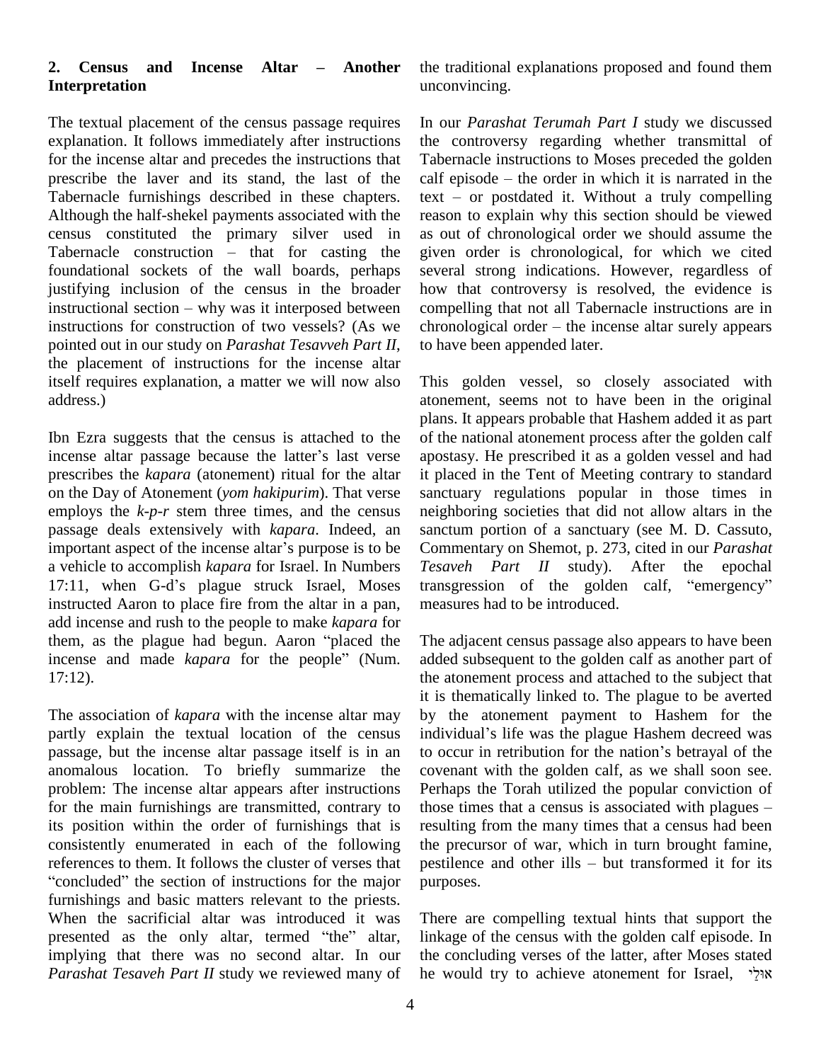## 2. Census and Incense Altar – Another Interpretation

The textual placement of the census passage requires explanation. It follows immediately after instructions for the incense altar and precedes the instructions that prescribe the laver and its stand, the last of the Tabernacle furnishings described in these chapters. Although the half-shekel payments associated with the census constituted the primary silver used in Tabernacle construction – that for casting the foundational sockets of the wall boards, perhaps justifying inclusion of the census in the broader instructional section – why was it interposed between instructions for construction of two vessels? (As we pointed out in our study on *Parashat Tesavveh Part II*, the placement of instructions for the incense altar itself requires explanation, a matter we will now also address.)

Ibn Ezra suggests that the census is attached to the incense altar passage because the latter's last verse prescribes the *kapara* (atonement) ritual for the altar on the Day of Atonement (*yom hakipurim*). That verse employs the *k-p-r* stem three times, and the census passage deals extensively with *kapara*. Indeed, an important aspect of the incense altar's purpose is to be a vehicle to accomplish *kapara* for Israel. In Numbers 17:11, when G-d's plague struck Israel, Moses instructed Aaron to place fire from the altar in a pan, add incense and rush to the people to make *kapara* for them, as the plague had begun. Aaron "placed the incense and made *kapara* for the people" (Num. 17:12).

The association of *kapara* with the incense altar may partly explain the textual location of the census passage, but the incense altar passage itself is in an anomalous location. To briefly summarize the problem: The incense altar appears after instructions for the main furnishings are transmitted, contrary to its position within the order of furnishings that is consistently enumerated in each of the following references to them. It follows the cluster of verses that "concluded" the section of instructions for the major furnishings and basic matters relevant to the priests. When the sacrificial altar was introduced it was presented as the only altar, termed "the" altar, implying that there was no second altar. In our *Parashat Tesaveh Part II* study we reviewed many of the traditional explanations proposed and found them unconvincing.

In our *Parashat Terumah Part I* study we discussed the controversy regarding whether transmittal of Tabernacle instructions to Moses preceded the golden calf episode – the order in which it is narrated in the text – or postdated it. Without a truly compelling reason to explain why this section should be viewed as out of chronological order we should assume the given order is chronological, for which we cited several strong indications. However, regardless of how that controversy is resolved, the evidence is compelling that not all Tabernacle instructions are in chronological order – the incense altar surely appears to have been appended later.

This golden vessel, so closely associated with atonement, seems not to have been in the original plans. It appears probable that Hashem added it as part of the national atonement process after the golden calf apostasy. He prescribed it as a golden vessel and had it placed in the Tent of Meeting contrary to standard sanctuary regulations popular in those times in neighboring societies that did not allow altars in the sanctum portion of a sanctuary (see M. D. Cassuto, Commentary on Shemot, p. 273, cited in our *Parashat Tesaveh Part II* study). After the epochal transgression of the golden calf, "emergency" measures had to be introduced.

The adjacent census passage also appears to have been added subsequent to the golden calf as another part of the atonement process and attached to the subject that it is thematically linked to. The plague to be averted by the atonement payment to Hashem for the individual's life was the plague Hashem decreed was to occur in retribution for the nation's betrayal of the covenant with the golden calf, as we shall soon see. Perhaps the Torah utilized the popular conviction of those times that a census is associated with plagues – resulting from the many times that a census had been the precursor of war, which in turn brought famine, pestilence and other ills – but transformed it for its purposes.

There are compelling textual hints that support the linkage of the census with the golden calf episode. In the concluding verses of the latter, after Moses stated he would try to achieve atonement for Israel, אוּלַי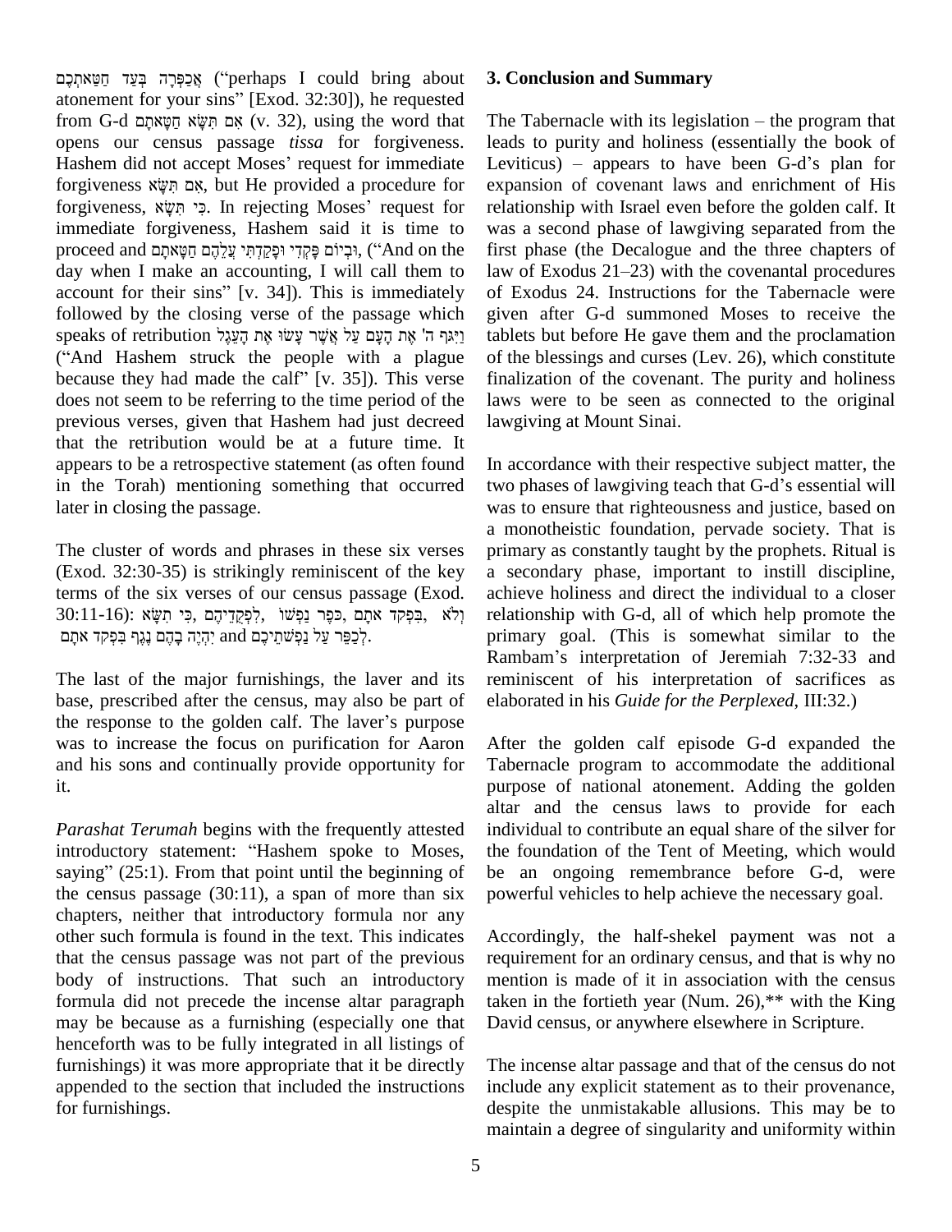אֲכַפְּרָה בְּעַד חַטַּאתְכֶם ("perhaps I could bring about atonement for your sins" [Exod. 32:30]), he requested from G-d אִם תִּשָּׂא חַטָּאתָם (v. 32), using the word that opens our census passage *tissa* for forgiveness. Hashem did not accept Moses' request for immediate forgiveness אִם תִּשָּׂא, but He provided a procedure for forgiveness, כִּי תִשָּׂא. In rejecting Moses' request for immediate forgiveness, Hashem said it is time to proceed and וּבְיוֹם פָּקְדִי וּפָקַדְתִּי עֲלֵהֶם חַטָּאתָם, ("And on the day when I make an accounting, I will call them to account for their sins" [v. 34]). This is immediately followed by the closing verse of the passage which speaks of retribution וַיִּגֹּף ה' אֶת הָעָם עַל אֲשֶׁר עָשׂוּ אֶת הָעֵגֶל ("And Hashem struck the people with a plague because they had made the calf" [v. 35]). This verse does not seem to be referring to the time period of the previous verses, given that Hashem had just decreed that the retribution would be at a future time. It appears to be a retrospective statement (as often found in the Torah) mentioning something that occurred later in closing the passage.

The cluster of words and phrases in these six verses (Exod. 32:30-35) is strikingly reminiscent of the key terms of the six verses of our census passage (Exod. 30:11-16): וְלֹא ,בִּפְקֹד אֹתָם ,כֹּפֶר נַפְשׁוֹ ,לִפְקֻדֵיהֶם ,כִּי תִשָּׂא יִהְיֶה בָהֶם נֶגֶף בִּפְקֹד אֹתָם and לְכַפֵּר עַל נַפְשֹׁתֵיכֶם.

The last of the major furnishings, the laver and its base, prescribed after the census, may also be part of the response to the golden calf. The laver's purpose was to increase the focus on purification for Aaron and his sons and continually provide opportunity for it.

*Parashat Terumah* begins with the frequently attested introductory statement: "Hashem spoke to Moses, saying" (25:1). From that point until the beginning of the census passage (30:11), a span of more than six chapters, neither that introductory formula nor any other such formula is found in the text. This indicates that the census passage was not part of the previous body of instructions. That such an introductory formula did not precede the incense altar paragraph may be because as a furnishing (especially one that henceforth was to be fully integrated in all listings of furnishings) it was more appropriate that it be directly appended to the section that included the instructions for furnishings.

## 3. Conclusion and Summary

The Tabernacle with its legislation – the program that leads to purity and holiness (essentially the book of Leviticus) – appears to have been G-d's plan for expansion of covenant laws and enrichment of His relationship with Israel even before the golden calf. It was a second phase of lawgiving separated from the first phase (the Decalogue and the three chapters of law of Exodus 21–23) with the covenantal procedures of Exodus 24. Instructions for the Tabernacle were given after G-d summoned Moses to receive the tablets but before He gave them and the proclamation of the blessings and curses (Lev. 26), which constitute finalization of the covenant. The purity and holiness laws were to be seen as connected to the original lawgiving at Mount Sinai.

In accordance with their respective subject matter, the two phases of lawgiving teach that G-d's essential will was to ensure that righteousness and justice, based on a monotheistic foundation, pervade society. That is primary as constantly taught by the prophets. Ritual is a secondary phase, important to instill discipline, achieve holiness and direct the individual to a closer relationship with G-d, all of which help promote the primary goal. (This is somewhat similar to the Rambam's interpretation of Jeremiah 7:32-33 and reminiscent of his interpretation of sacrifices as elaborated in his *Guide for the Perplexed*, III:32.)

After the golden calf episode G-d expanded the Tabernacle program to accommodate the additional purpose of national atonement. Adding the golden altar and the census laws to provide for each individual to contribute an equal share of the silver for the foundation of the Tent of Meeting, which would be an ongoing remembrance before G-d, were powerful vehicles to help achieve the necessary goal.

Accordingly, the half-shekel payment was not a requirement for an ordinary census, and that is why no mention is made of it in association with the census taken in the fortieth year (Num. 26),** with the King David census, or anywhere elsewhere in Scripture.

The incense altar passage and that of the census do not include any explicit statement as to their provenance, despite the unmistakable allusions. This may be to maintain a degree of singularity and uniformity within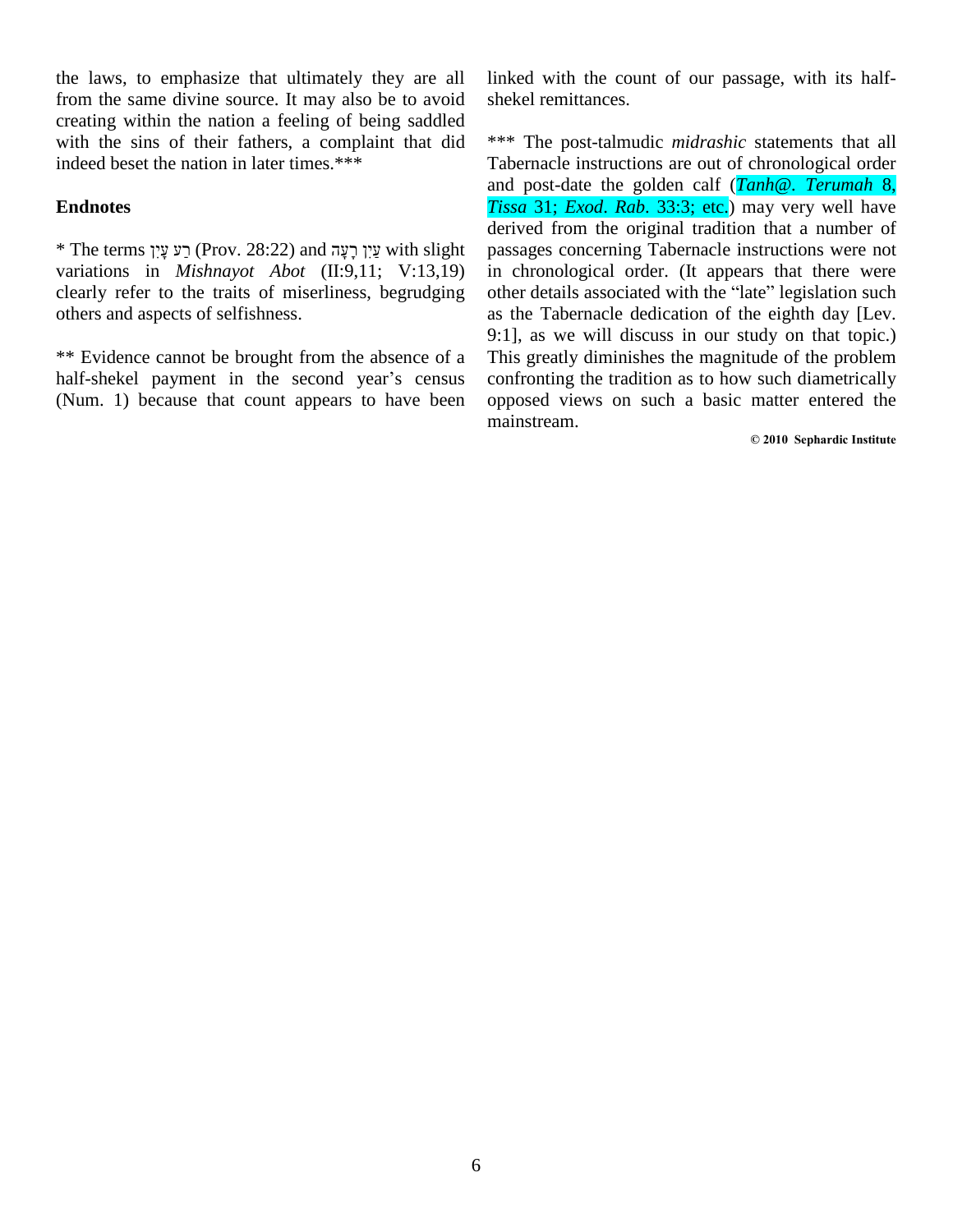the laws, to emphasize that ultimately they are all from the same divine source. It may also be to avoid creating within the nation a feeling of being saddled with the sins of their fathers, a complaint that did indeed beset the nation in later times.***

## Endnotes

* The terms רַע עָיִן (Prov. 28:22) and עַיִן רָעָה with slight variations in *Mishnayot Abot* (II:9,11; V:13,19) clearly refer to the traits of miserliness, begrudging others and aspects of selfishness.

** Evidence cannot be brought from the absence of a half-shekel payment in the second year's census (Num. 1) because that count appears to have been linked with the count of our passage, with its half-shekel remittances.

*** The post-talmudic *midrashic* statements that all Tabernacle instructions are out of chronological order and post-date the golden calf (*Tanh@. Terumah* 8, *Tissa* 31; *Exod. Rab.* 33:3; etc.) may very well have derived from the original tradition that a number of passages concerning Tabernacle instructions were not in chronological order. (It appears that there were other details associated with the "late" legislation such as the Tabernacle dedication of the eighth day [Lev. 9:1], as we will discuss in our study on that topic.) This greatly diminishes the magnitude of the problem confronting the tradition as to how such diametrically opposed views on such a basic matter entered the mainstream.

**© 2010 Sephardic Institute**